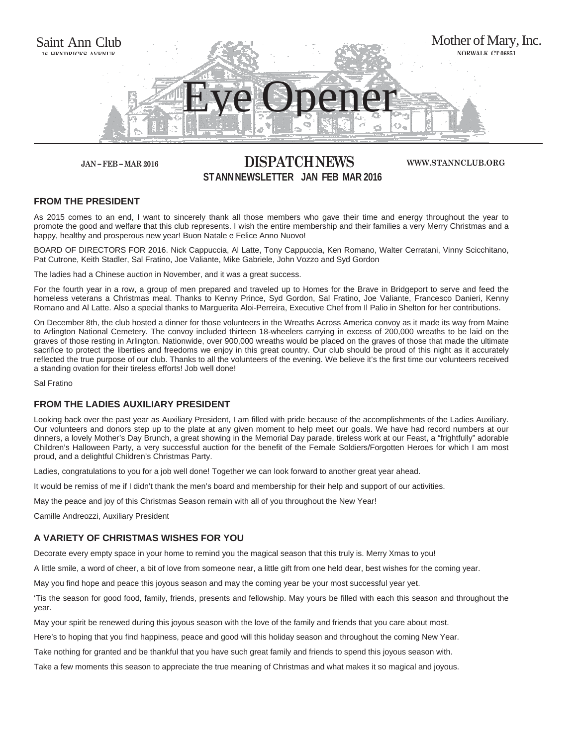Saint Ann Club

16 HENDRICKS AVENUE

Mother of Mary, Inc.

NORWALK, CT 06851

# Eye Opener

JAN – FEB – MAR 2016

## DISPATCH NEWS

WWW.STANNCLUB.ORG

**ST ANN NEWSLETTER JAN FEB MAR 2016**

### FROM THE PRESIDENT

As 2015 comes to an end, I want to sincerely thank all those members who gave their time and energy throughout the year to promote the good and welfare that this club represents. I wish the entire membership and their families a very Merry Christmas and a happy, healthy and prosperous new year! Buon Natale e Felice Anno Nuovo!

BOARD OF DIRECTORS FOR 2016. Nick Cappuccia, Al Latte, Tony Cappuccia, Ken Romano, Walter Cerratani, Vinny Scicchitano, Pat Cutrone, Keith Stadler, Sal Fratino, Joe Valiante, Mike Gabriele, John Vozzo and Syd Gordon

The ladies had a Chinese auction in November, and it was a great success.

For the fourth year in a row, a group of men prepared and traveled up to Homes for the Brave in Bridgeport to serve and feed the homeless veterans a Christmas meal. Thanks to Kenny Prince, Syd Gordon, Sal Fratino, Joe Valiante, Francesco Danieri, Kenny Romano and Al Latte. Also a special thanks to Marguerita Aloi-Perreira, Executive Chef from Il Palio in Shelton for her contributions.

On December 8th, the club hosted a dinner for those volunteers in the Wreaths Across America convoy as it made its way from Maine to Arlington National Cemetery. The convoy included thirteen 18-wheelers carrying in excess of 200,000 wreaths to be laid on the graves of those resting in Arlington. Nationwide, over 900,000 wreaths would be placed on the graves of those that made the ultimate sacrifice to protect the liberties and freedoms we enjoy in this great country. Our club should be proud of this night as it accurately reflected the true purpose of our club. Thanks to all the volunteers of the evening. We believe it's the first time our volunteers received a standing ovation for their tireless efforts! Job well done!

Sal Fratino

### FROM THE LADIES AUXILIARY PRESIDENT

Looking back over the past year as Auxiliary President, I am filled with pride because of the accomplishments of the Ladies Auxiliary. Our volunteers and donors step up to the plate at any given moment to help meet our goals. We have had record numbers at our dinners, a lovely Mother's Day Brunch, a great showing in the Memorial Day parade, tireless work at our Feast, a "frightfully" adorable Children's Halloween Party, a very successful auction for the benefit of the Female Soldiers/Forgotten Heroes for which I am most proud, and a delightful Children's Christmas Party.

Ladies, congratulations to you for a job well done! Together we can look forward to another great year ahead.

It would be remiss of me if I didn't thank the men's board and membership for their help and support of our activities.

May the peace and joy of this Christmas Season remain with all of you throughout the New Year!

Camille Andreozzi, Auxiliary President

### A VARIETY OF CHRISTMAS WISHES FOR YOU

Decorate every empty space in your home to remind you the magical season that this truly is. Merry Xmas to you!

A little smile, a word of cheer, a bit of love from someone near, a little gift from one held dear, best wishes for the coming year.

May you find hope and peace this joyous season and may the coming year be your most successful year yet.

'Tis the season for good food, family, friends, presents and fellowship. May yours be filled with each this season and throughout the year.

May your spirit be renewed during this joyous season with the love of the family and friends that you care about most.

Here's to hoping that you find happiness, peace and good will this holiday season and throughout the coming New Year.

Take nothing for granted and be thankful that you have such great family and friends to spend this joyous season with.

Take a few moments this season to appreciate the true meaning of Christmas and what makes it so magical and joyous.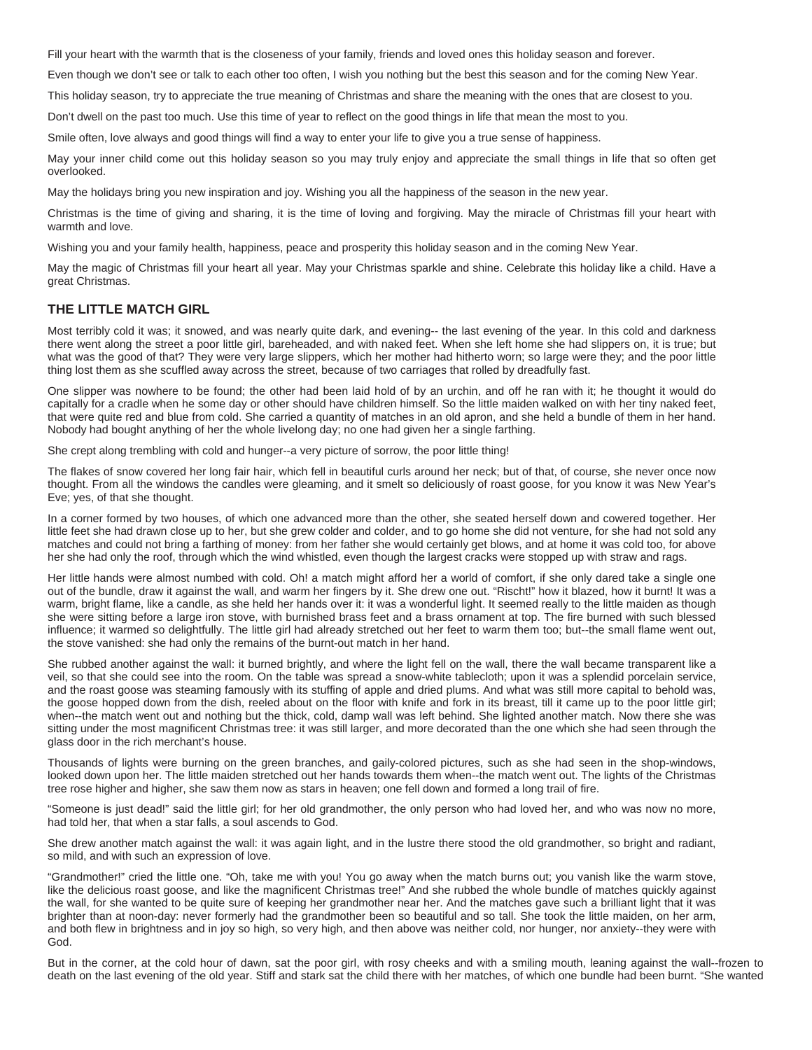Fill your heart with the warmth that is the closeness of your family, friends and loved ones this holiday season and forever.

Even though we don't see or talk to each other too often, I wish you nothing but the best this season and for the coming New Year.

This holiday season, try to appreciate the true meaning of Christmas and share the meaning with the ones that are closest to you.

Don't dwell on the past too much. Use this time of year to reflect on the good things in life that mean the most to you.

Smile often, love always and good things will find a way to enter your life to give you a true sense of happiness.

May your inner child come out this holiday season so you may truly enjoy and appreciate the small things in life that so often get overlooked.

May the holidays bring you new inspiration and joy. Wishing you all the happiness of the season in the new year.

Christmas is the time of giving and sharing, it is the time of loving and forgiving. May the miracle of Christmas fill your heart with warmth and love.

Wishing you and your family health, happiness, peace and prosperity this holiday season and in the coming New Year.

May the magic of Christmas fill your heart all year. May your Christmas sparkle and shine. Celebrate this holiday like a child. Have a great Christmas.

## THE LITTLE MATCH GIRL

Most terribly cold it was; it snowed, and was nearly quite dark, and evening-- the last evening of the year. In this cold and darkness there went along the street a poor little girl, bareheaded, and with naked feet. When she left home she had slippers on, it is true; but what was the good of that? They were very large slippers, which her mother had hitherto worn; so large were they; and the poor little thing lost them as she scuffled away across the street, because of two carriages that rolled by dreadfully fast.

One slipper was nowhere to be found; the other had been laid hold of by an urchin, and off he ran with it; he thought it would do capitally for a cradle when he some day or other should have children himself. So the little maiden walked on with her tiny naked feet, that were quite red and blue from cold. She carried a quantity of matches in an old apron, and she held a bundle of them in her hand. Nobody had bought anything of her the whole livelong day; no one had given her a single farthing.

She crept along trembling with cold and hunger--a very picture of sorrow, the poor little thing!

The flakes of snow covered her long fair hair, which fell in beautiful curls around her neck; but of that, of course, she never once now thought. From all the windows the candles were gleaming, and it smelt so deliciously of roast goose, for you know it was New Year's Eve; yes, of that she thought.

In a corner formed by two houses, of which one advanced more than the other, she seated herself down and cowered together. Her little feet she had drawn close up to her, but she grew colder and colder, and to go home she did not venture, for she had not sold any matches and could not bring a farthing of money: from her father she would certainly get blows, and at home it was cold too, for above her she had only the roof, through which the wind whistled, even though the largest cracks were stopped up with straw and rags.

Her little hands were almost numbed with cold. Oh! a match might afford her a world of comfort, if she only dared take a single one out of the bundle, draw it against the wall, and warm her fingers by it. She drew one out. "Rischt!" how it blazed, how it burnt! It was a warm, bright flame, like a candle, as she held her hands over it: it was a wonderful light. It seemed really to the little maiden as though she were sitting before a large iron stove, with burnished brass feet and a brass ornament at top. The fire burned with such blessed influence; it warmed so delightfully. The little girl had already stretched out her feet to warm them too; but--the small flame went out, the stove vanished: she had only the remains of the burnt-out match in her hand.

She rubbed another against the wall: it burned brightly, and where the light fell on the wall, there the wall became transparent like a veil, so that she could see into the room. On the table was spread a snow-white tablecloth; upon it was a splendid porcelain service, and the roast goose was steaming famously with its stuffing of apple and dried plums. And what was still more capital to behold was, the goose hopped down from the dish, reeled about on the floor with knife and fork in its breast, till it came up to the poor little girl; when--the match went out and nothing but the thick, cold, damp wall was left behind. She lighted another match. Now there she was sitting under the most magnificent Christmas tree: it was still larger, and more decorated than the one which she had seen through the glass door in the rich merchant's house.

Thousands of lights were burning on the green branches, and gaily-colored pictures, such as she had seen in the shop-windows, looked down upon her. The little maiden stretched out her hands towards them when--the match went out. The lights of the Christmas tree rose higher and higher, she saw them now as stars in heaven; one fell down and formed a long trail of fire.

"Someone is just dead!" said the little girl; for her old grandmother, the only person who had loved her, and who was now no more, had told her, that when a star falls, a soul ascends to God.

She drew another match against the wall: it was again light, and in the lustre there stood the old grandmother, so bright and radiant, so mild, and with such an expression of love.

"Grandmother!" cried the little one. "Oh, take me with you! You go away when the match burns out; you vanish like the warm stove, like the delicious roast goose, and like the magnificent Christmas tree!" And she rubbed the whole bundle of matches quickly against the wall, for she wanted to be quite sure of keeping her grandmother near her. And the matches gave such a brilliant light that it was brighter than at noon-day: never formerly had the grandmother been so beautiful and so tall. She took the little maiden, on her arm, and both flew in brightness and in joy so high, so very high, and then above was neither cold, nor hunger, nor anxiety--they were with God.

But in the corner, at the cold hour of dawn, sat the poor girl, with rosy cheeks and with a smiling mouth, leaning against the wall--frozen to death on the last evening of the old year. Stiff and stark sat the child there with her matches, of which one bundle had been burnt. "She wanted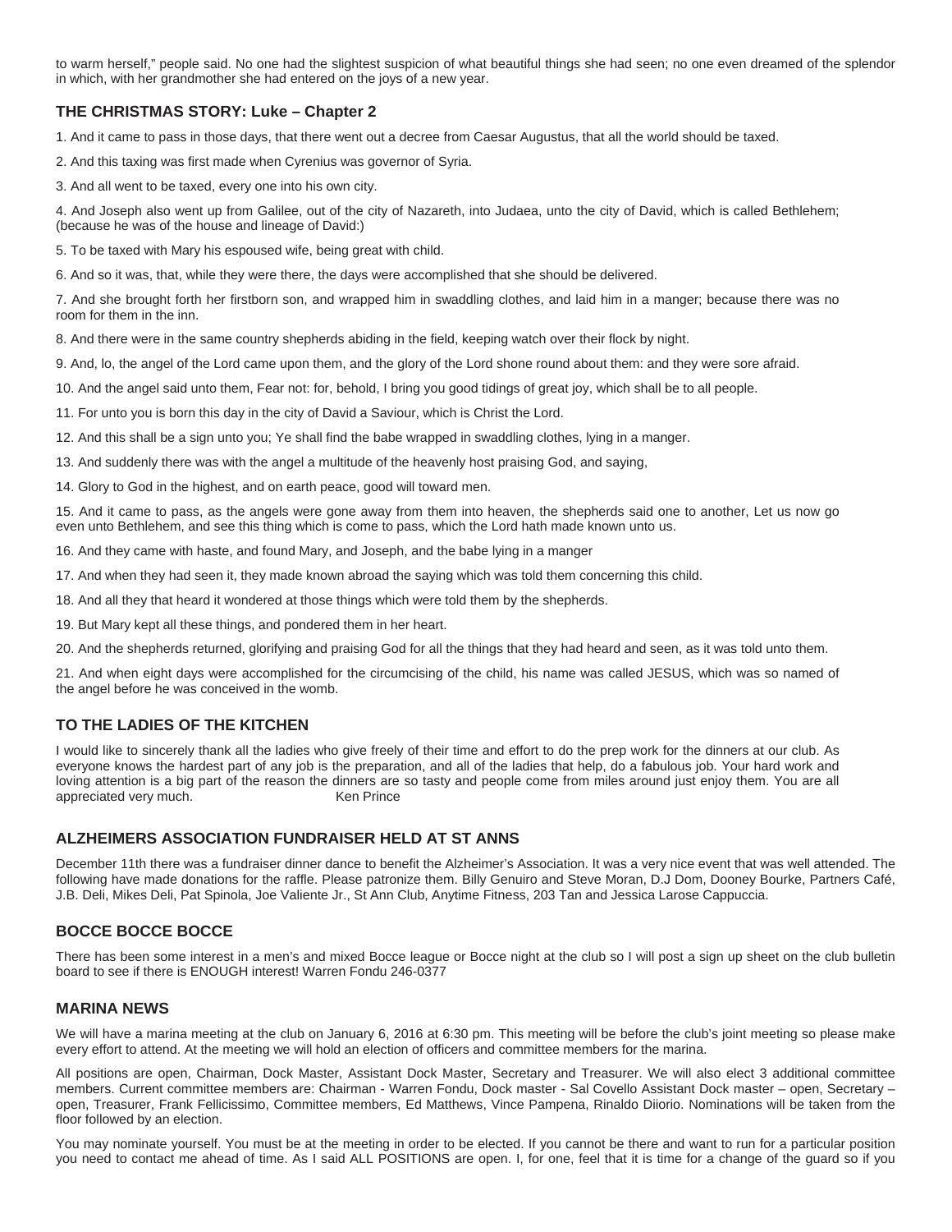to warm herself," people said. No one had the slightest suspicion of what beautiful things she had seen; no one even dreamed of the splendor in which, with her grandmother she had entered on the joys of a new year.

## THE CHRISTMAS STORY: Luke – Chapter 2

1. And it came to pass in those days, that there went out a decree from Caesar Augustus, that all the world should be taxed.

2. And this taxing was first made when Cyrenius was governor of Syria.

3. And all went to be taxed, every one into his own city.

4. And Joseph also went up from Galilee, out of the city of Nazareth, into Judaea, unto the city of David, which is called Bethlehem; (because he was of the house and lineage of David:)

5. To be taxed with Mary his espoused wife, being great with child.

6. And so it was, that, while they were there, the days were accomplished that she should be delivered.

7. And she brought forth her firstborn son, and wrapped him in swaddling clothes, and laid him in a manger; because there was no room for them in the inn.

8. And there were in the same country shepherds abiding in the field, keeping watch over their flock by night.

9. And, lo, the angel of the Lord came upon them, and the glory of the Lord shone round about them: and they were sore afraid.

10. And the angel said unto them, Fear not: for, behold, I bring you good tidings of great joy, which shall be to all people.

11. For unto you is born this day in the city of David a Saviour, which is Christ the Lord.

12. And this shall be a sign unto you; Ye shall find the babe wrapped in swaddling clothes, lying in a manger.

13. And suddenly there was with the angel a multitude of the heavenly host praising God, and saying,

14. Glory to God in the highest, and on earth peace, good will toward men.

15. And it came to pass, as the angels were gone away from them into heaven, the shepherds said one to another, Let us now go even unto Bethlehem, and see this thing which is come to pass, which the Lord hath made known unto us.

16. And they came with haste, and found Mary, and Joseph, and the babe lying in a manger

17. And when they had seen it, they made known abroad the saying which was told them concerning this child.

18. And all they that heard it wondered at those things which were told them by the shepherds.

19. But Mary kept all these things, and pondered them in her heart.

20. And the shepherds returned, glorifying and praising God for all the things that they had heard and seen, as it was told unto them.

21. And when eight days were accomplished for the circumcising of the child, his name was called JESUS, which was so named of the angel before he was conceived in the womb.

## TO THE LADIES OF THE KITCHEN

I would like to sincerely thank all the ladies who give freely of their time and effort to do the prep work for the dinners at our club. As everyone knows the hardest part of any job is the preparation, and all of the ladies that help, do a fabulous job. Your hard work and loving attention is a big part of the reason the dinners are so tasty and people come from miles around just enjoy them. You are all appreciated very much. Ken Prince

## ALZHEIMERS ASSOCIATION FUNDRAISER HELD AT ST ANNS

December 11th there was a fundraiser dinner dance to benefit the Alzheimer's Association. It was a very nice event that was well attended. The following have made donations for the raffle. Please patronize them. Billy Genuiro and Steve Moran, D.J Dom, Dooney Bourke, Partners Café, J.B. Deli, Mikes Deli, Pat Spinola, Joe Valiente Jr., St Ann Club, Anytime Fitness, 203 Tan and Jessica Larose Cappuccia.

## BOCCE BOCCE BOCCE

There has been some interest in a men's and mixed Bocce league or Bocce night at the club so I will post a sign up sheet on the club bulletin board to see if there is ENOUGH interest! Warren Fondu 246-0377

## MARINA NEWS

We will have a marina meeting at the club on January 6, 2016 at 6:30 pm. This meeting will be before the club's joint meeting so please make every effort to attend. At the meeting we will hold an election of officers and committee members for the marina.

All positions are open, Chairman, Dock Master, Assistant Dock Master, Secretary and Treasurer. We will also elect 3 additional committee members. Current committee members are: Chairman - Warren Fondu, Dock master - Sal Covello Assistant Dock master – open, Secretary – open, Treasurer, Frank Fellicissimo, Committee members, Ed Matthews, Vince Pampena, Rinaldo Diiorio. Nominations will be taken from the floor followed by an election.

You may nominate yourself. You must be at the meeting in order to be elected. If you cannot be there and want to run for a particular position you need to contact me ahead of time. As I said ALL POSITIONS are open. I, for one, feel that it is time for a change of the guard so if you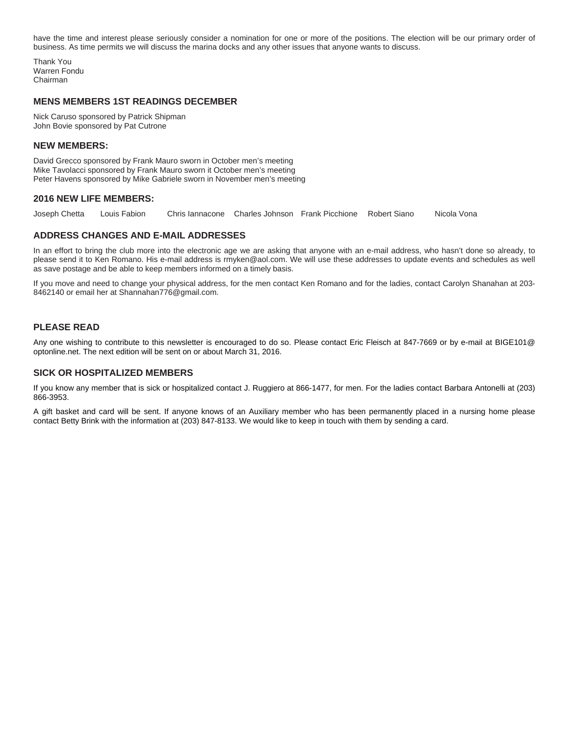have the time and interest please seriously consider a nomination for one or more of the positions. The election will be our primary order of business. As time permits we will discuss the marina docks and any other issues that anyone wants to discuss.

Thank You
Warren Fondu
Chairman

### MENS MEMBERS 1ST READINGS DECEMBER

Nick Caruso sponsored by Patrick Shipman
John Bovie sponsored by Pat Cutrone

### NEW MEMBERS:

David Grecco sponsored by Frank Mauro sworn in October men's meeting
Mike Tavolacci sponsored by Frank Mauro sworn it October men's meeting
Peter Havens sponsored by Mike Gabriele sworn in November men's meeting

### 2016 NEW LIFE MEMBERS:

Joseph Chetta    Louis Fabion    Chris Iannacone    Charles Johnson    Frank Picchione    Robert Siano    Nicola Vona

### ADDRESS CHANGES AND E-MAIL ADDRESSES

In an effort to bring the club more into the electronic age we are asking that anyone with an e-mail address, who hasn't done so already, to please send it to Ken Romano. His e-mail address is rmyken@aol.com. We will use these addresses to update events and schedules as well as save postage and be able to keep members informed on a timely basis.

If you move and need to change your physical address, for the men contact Ken Romano and for the ladies, contact Carolyn Shanahan at 203-8462140 or email her at Shannahan776@gmail.com.

### PLEASE READ

Any one wishing to contribute to this newsletter is encouraged to do so. Please contact Eric Fleisch at 847-7669 or by e-mail at BIGE101@optonline.net. The next edition will be sent on or about March 31, 2016.

### SICK OR HOSPITALIZED MEMBERS

If you know any member that is sick or hospitalized contact J. Ruggiero at 866-1477, for men. For the ladies contact Barbara Antonelli at (203) 866-3953.

A gift basket and card will be sent. If anyone knows of an Auxiliary member who has been permanently placed in a nursing home please contact Betty Brink with the information at (203) 847-8133. We would like to keep in touch with them by sending a card.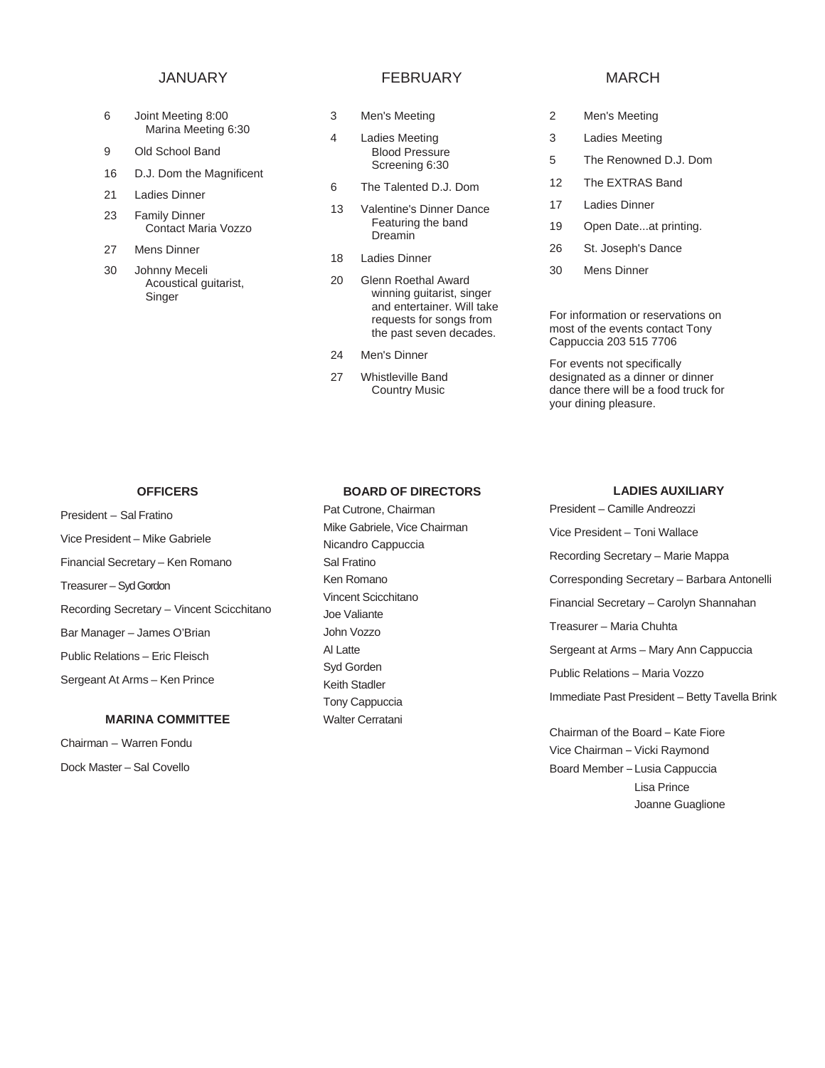## JANUARY

- 6 Joint Meeting 8:00
  Marina Meeting 6:30
- 9 Old School Band
- 16 D.J. Dom the Magnificent
- 21 Ladies Dinner
- 23 Family Dinner
  Contact Maria Vozzo
- 27 Mens Dinner
- 30 Johnny Meceli
  Acoustical guitarist, Singer

## FEBRUARY

- 3 Men's Meeting
- 4 Ladies Meeting
  Blood Pressure Screening 6:30
- 6 The Talented D.J. Dom
- 13 Valentine's Dinner Dance
  Featuring the band Dreamin
- 18 Ladies Dinner
- 20 Glenn Roethal Award winning guitarist, singer and entertainer. Will take requests for songs from the past seven decades.
- 24 Men's Dinner
- 27 Whistleville Band
  Country Music

## MARCH

- 2 Men's Meeting
- 3 Ladies Meeting
- 5 The Renowned D.J. Dom
- 12 The EXTRAS Band
- 17 Ladies Dinner
- 19 Open Date...at printing.
- 26 St. Joseph's Dance
- 30 Mens Dinner

For information or reservations on most of the events contact Tony Cappuccia 203 515 7706

For events not specifically designated as a dinner or dinner dance there will be a food truck for your dining pleasure.

### OFFICERS

President – Sal Fratino

Vice President – Mike Gabriele

Financial Secretary – Ken Romano

Treasurer – Syd Gordon

Recording Secretary – Vincent Scicchitano

Bar Manager – James O'Brian

Public Relations – Eric Fleisch

Sergeant At Arms – Ken Prince

### MARINA COMMITTEE

Chairman – Warren Fondu

Dock Master – Sal Covello

### BOARD OF DIRECTORS

Pat Cutrone, Chairman
Mike Gabriele, Vice Chairman
Nicandro Cappuccia
Sal Fratino
Ken Romano
Vincent Scicchitano
Joe Valiante
John Vozzo
Al Latte
Syd Gorden
Keith Stadler
Tony Cappuccia
Walter Cerratani

### LADIES AUXILIARY

President – Camille Andreozzi

Vice President – Toni Wallace

Recording Secretary – Marie Mappa

Corresponding Secretary – Barbara Antonelli

Financial Secretary – Carolyn Shannahan

Treasurer – Maria Chuhta

Sergeant at Arms – Mary Ann Cappuccia

Public Relations – Maria Vozzo

Immediate Past President – Betty Tavella Brink

Chairman of the Board – Kate Fiore
Vice Chairman – Vicki Raymond
Board Member – Lusia Cappuccia
Lisa Prince
Joanne Guaglione